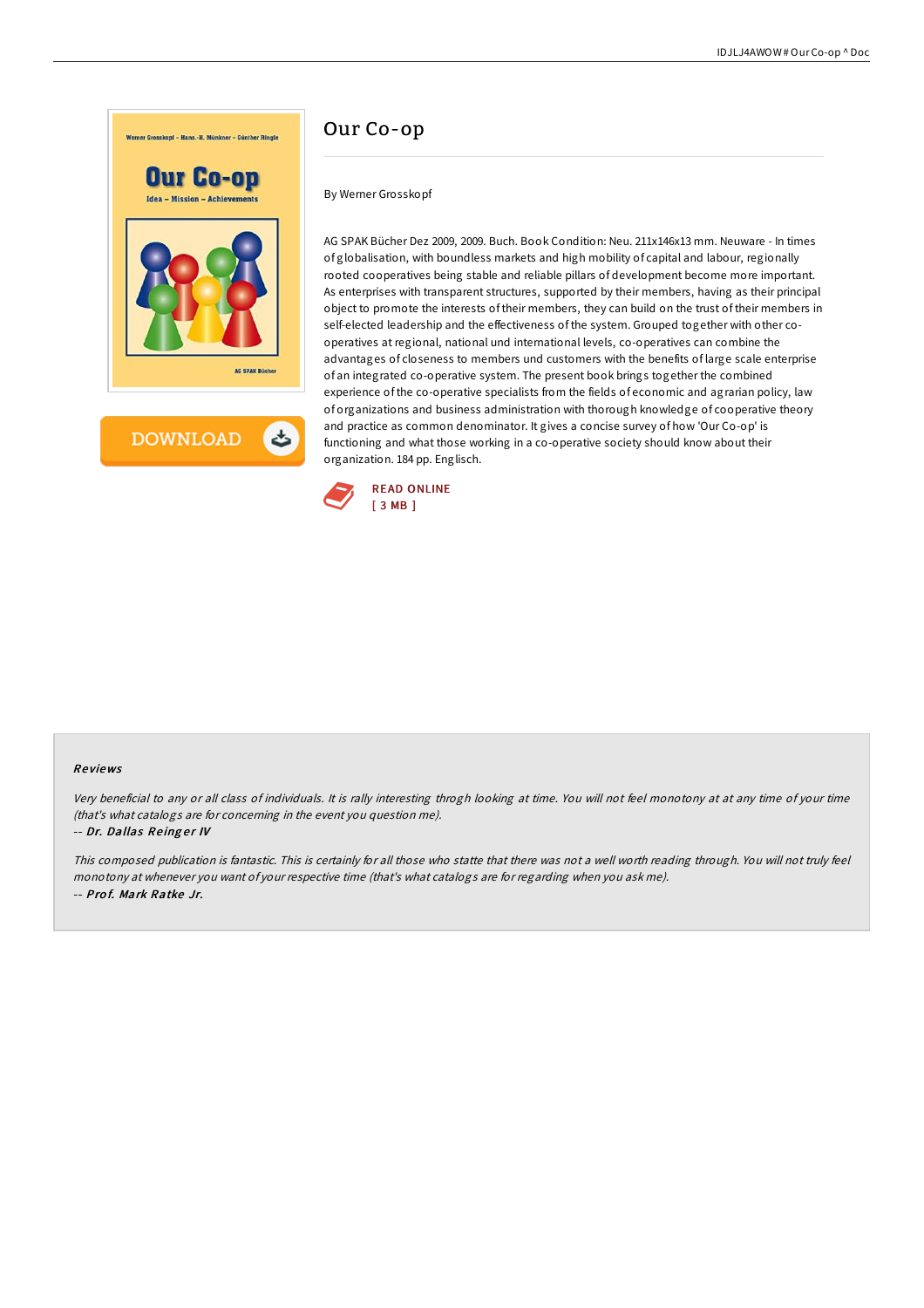# Our Co-op

By Werner Grosskopf

AG SPAK Bücher Dez 2009, 2009. Buch. Book Condition: Neu. 211x146x13 mm. Neuware - In times of globalisation, with boundless markets and high mobility of capital and labour, regionally rooted cooperatives being stable and reliable pillars of development become more important. As enterprises with transparent structures, supported by their members, having as their principal object to promote the interests of their members, they can build on the trust of their members in self-elected leadership and the effectiveness of the system. Grouped together with other co-operatives at regional, national und international levels, co-operatives can combine the advantages of closeness to members und customers with the benefits of large scale enterprise of an integrated co-operative system. The present book brings together the combined experience of the co-operative specialists from the fields of economic and agrarian policy, law of organizations and business administration with thorough knowledge of cooperative theory and practice as common denominator. It gives a concise survey of how 'Our Co-op' is functioning and what those working in a co-operative society should know about their organization. 184 pp. Englisch.

READ ONLINE
[ 3 MB ]

## Reviews

*Very beneficial to any or all class of individuals. It is rally interesting throgh looking at time. You will not feel monotony at at any time of your time (that's what catalogs are for concerning in the event you question me).*

-- ***Dr. Dallas Reinger IV***

*This composed publication is fantastic. This is certainly for all those who statte that there was not a well worth reading through. You will not truly feel monotony at whenever you want of your respective time (that's what catalogs are for regarding when you ask me).*

-- ***Prof. Mark Ratke Jr.***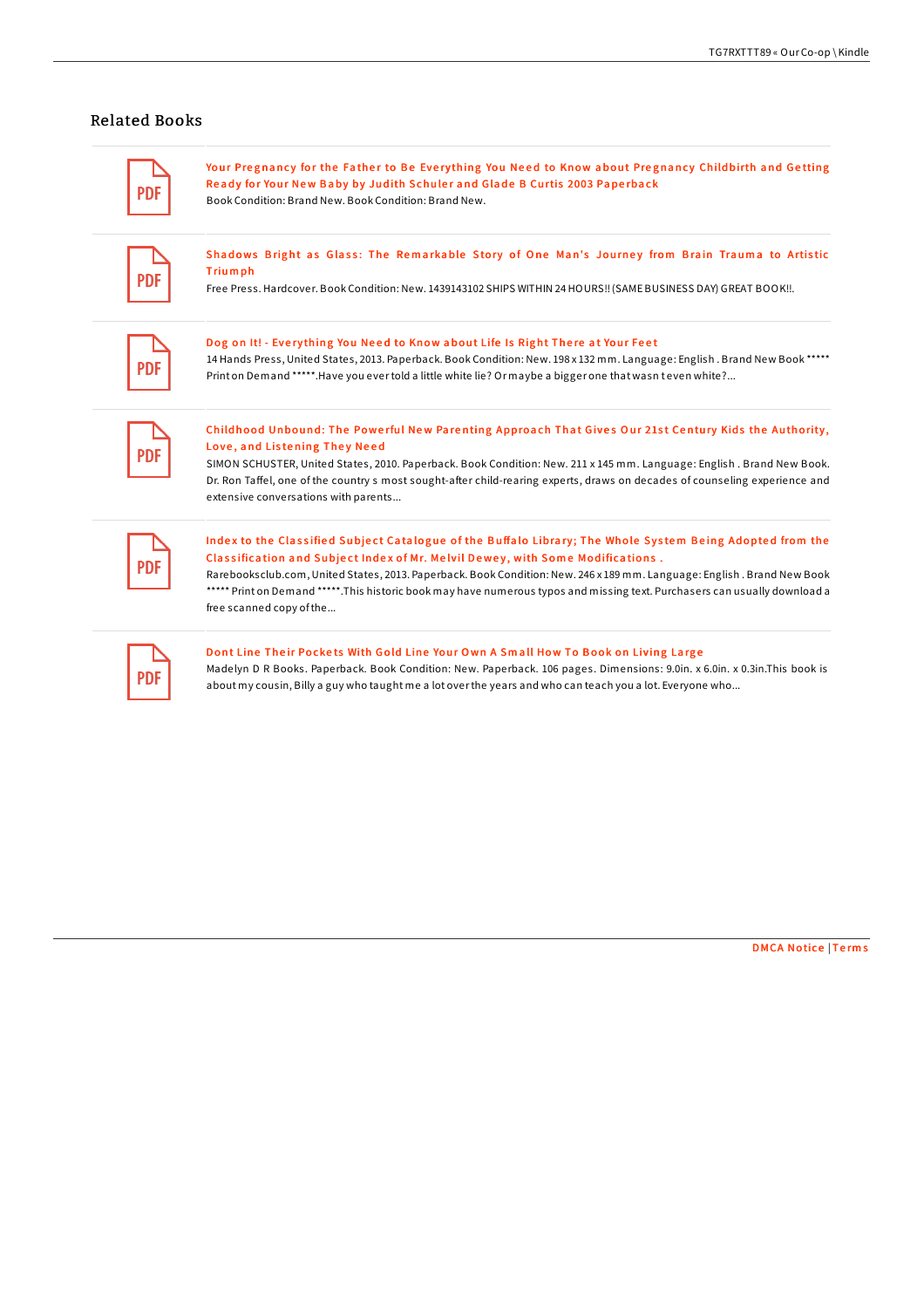## Related Books

**Your Pregnancy for the Father to Be Everything You Need to Know about Pregnancy Childbirth and Getting Ready for Your New Baby by Judith Schuler and Glade B Curtis 2003 Paperback**

Book Condition: Brand New. Book Condition: Brand New.

**Shadows Bright as Glass: The Remarkable Story of One Man's Journey from Brain Trauma to Artistic Triumph**

Free Press. Hardcover. Book Condition: New. 1439143102 SHIPS WITHIN 24 HOURS!! (SAME BUSINESS DAY) GREAT BOOK!!.

**Dog on It! - Everything You Need to Know about Life Is Right There at Your Feet**

14 Hands Press, United States, 2013. Paperback. Book Condition: New. 198 x 132 mm. Language: English . Brand New Book ***** Print on Demand *****.Have you ever told a little white lie? Or maybe a bigger one that wasn t even white?...

**Childhood Unbound: The Powerful New Parenting Approach That Gives Our 21st Century Kids the Authority, Love, and Listening They Need**

SIMON SCHUSTER, United States, 2010. Paperback. Book Condition: New. 211 x 145 mm. Language: English . Brand New Book. Dr. Ron Taffel, one of the country s most sought-after child-rearing experts, draws on decades of counseling experience and extensive conversations with parents...

**Index to the Classified Subject Catalogue of the Buffalo Library; The Whole System Being Adopted from the Classification and Subject Index of Mr. Melvil Dewey, with Some Modifications .**

Rarebooksclub.com, United States, 2013. Paperback. Book Condition: New. 246 x 189 mm. Language: English . Brand New Book ***** Print on Demand *****.This historic book may have numerous typos and missing text. Purchasers can usually download a free scanned copy of the...

**Dont Line Their Pockets With Gold Line Your Own A Small How To Book on Living Large**

Madelyn D R Books. Paperback. Book Condition: New. Paperback. 106 pages. Dimensions: 9.0in. x 6.0in. x 0.3in.This book is about my cousin, Billy a guy who taught me a lot over the years and who can teach you a lot. Everyone who...